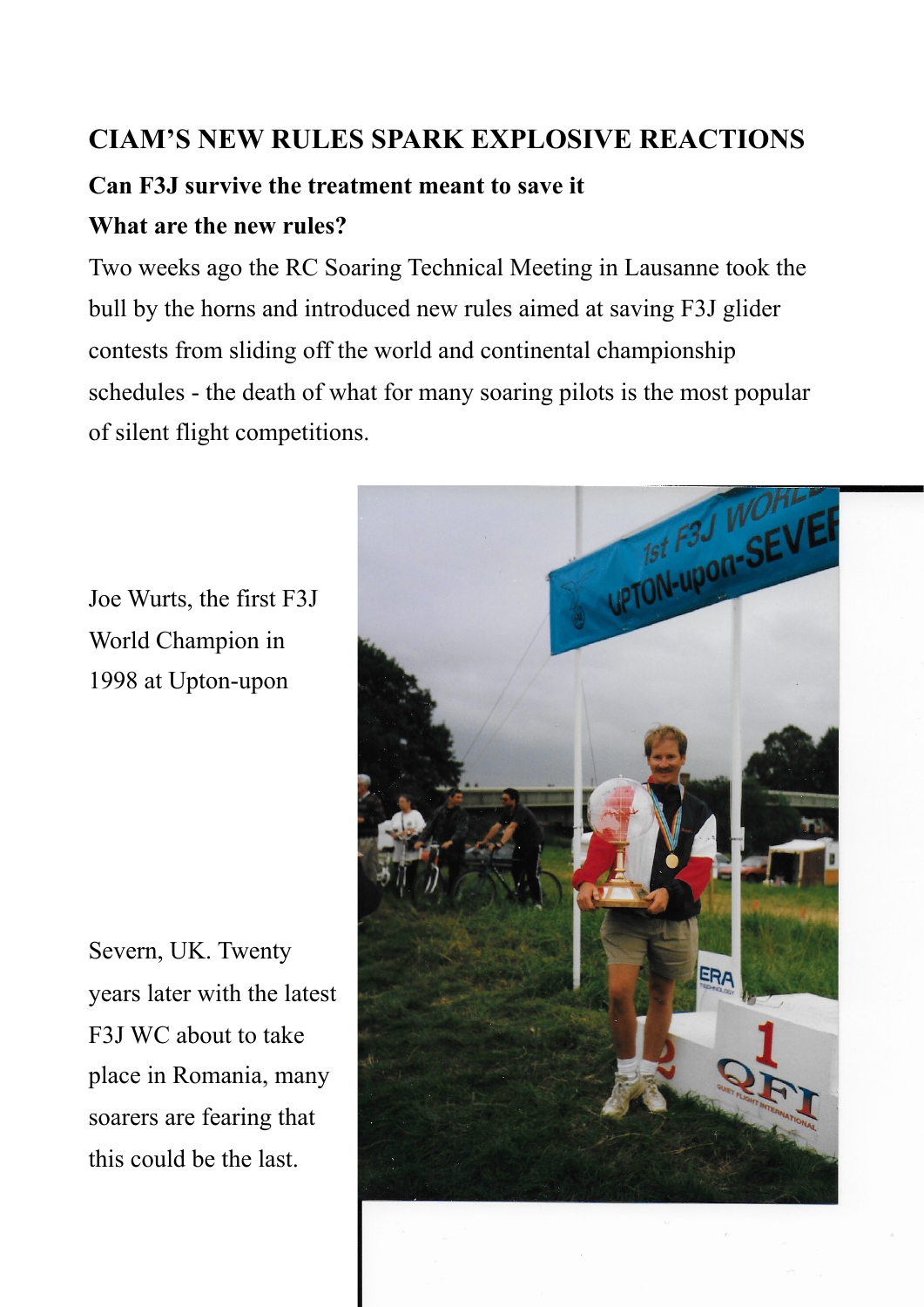# CIAM'S NEW RULES SPARK EXPLOSIVE REACTIONS

### Can F3J survive the treatment meant to save it

### What are the new rules?

Two weeks ago the RC Soaring Technical Meeting in Lausanne took the bull by the horns and introduced new rules aimed at saving F3J glider contests from sliding off the world and continental championship schedules - the death of what for many soaring pilots is the most popular of silent flight competitions.

Joe Wurts, the first F3J World Champion in 1998 at Upton-upon Severn, UK. Twenty years later with the latest F3J WC about to take place in Romania, many soarers are fearing that this could be the last.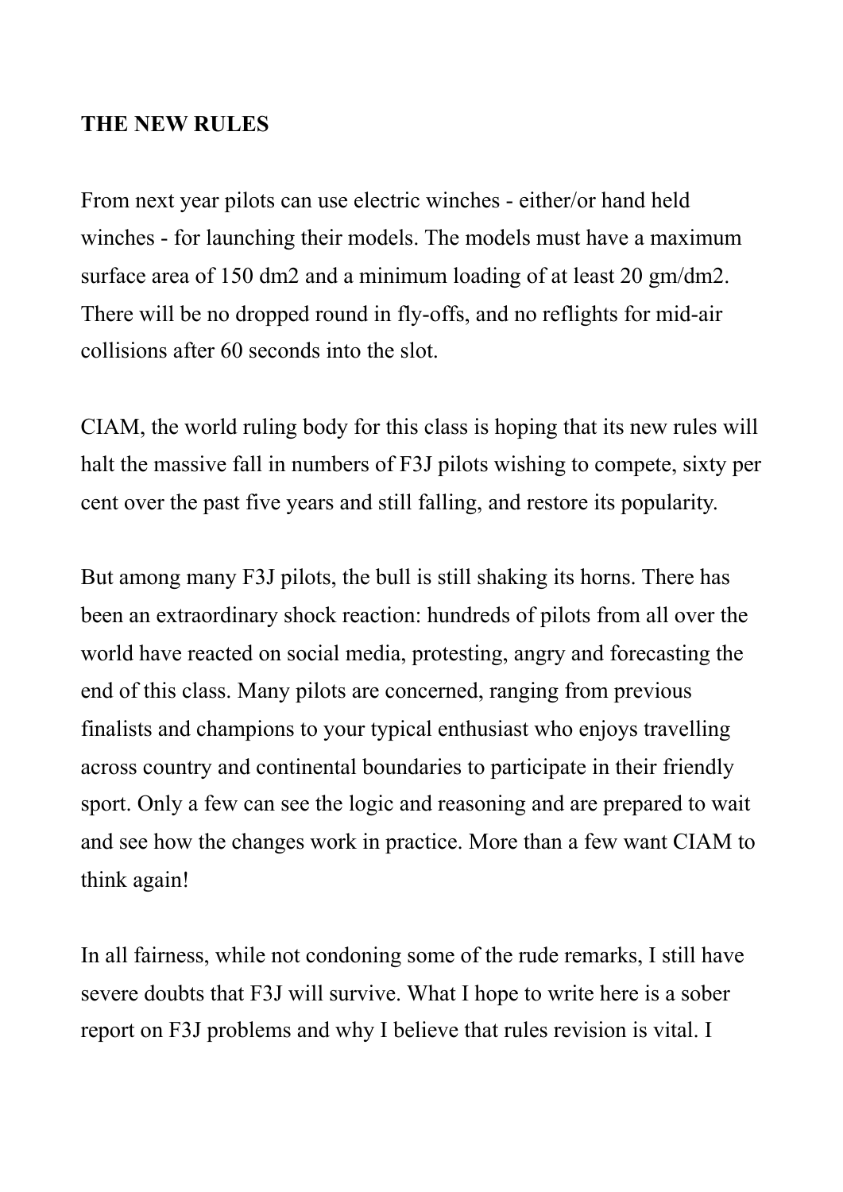**THE NEW RULES**

From next year pilots can use electric winches - either/or hand held winches - for launching their models. The models must have a maximum surface area of 150 dm2 and a minimum loading of at least 20 gm/dm2. There will be no dropped round in fly-offs, and no reflights for mid-air collisions after 60 seconds into the slot.

CIAM, the world ruling body for this class is hoping that its new rules will halt the massive fall in numbers of F3J pilots wishing to compete, sixty per cent over the past five years and still falling, and restore its popularity.

But among many F3J pilots, the bull is still shaking its horns. There has been an extraordinary shock reaction: hundreds of pilots from all over the world have reacted on social media, protesting, angry and forecasting the end of this class. Many pilots are concerned, ranging from previous finalists and champions to your typical enthusiast who enjoys travelling across country and continental boundaries to participate in their friendly sport. Only a few can see the logic and reasoning and are prepared to wait and see how the changes work in practice. More than a few want CIAM to think again!

In all fairness, while not condoning some of the rude remarks, I still have severe doubts that F3J will survive. What I hope to write here is a sober report on F3J problems and why I believe that rules revision is vital. I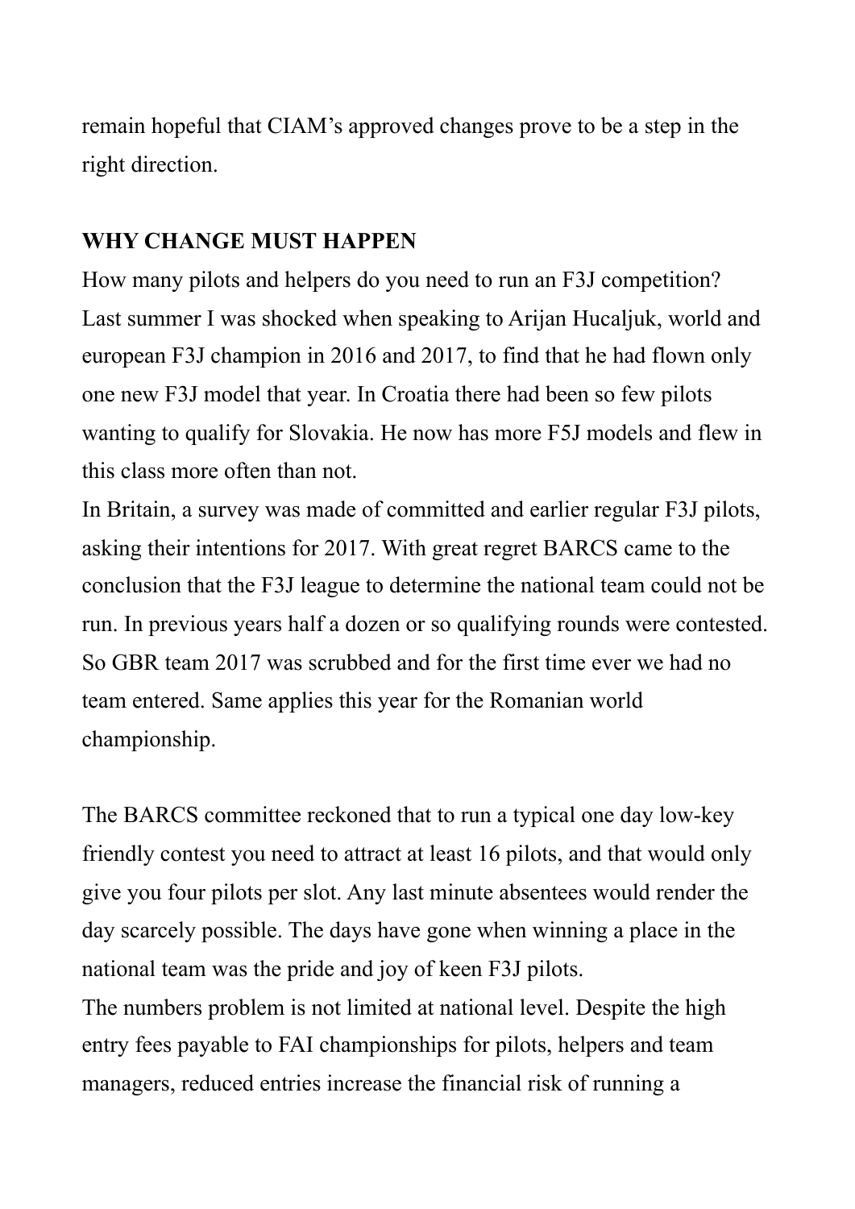remain hopeful that CIAM's approved changes prove to be a step in the right direction.

**WHY CHANGE MUST HAPPEN**

How many pilots and helpers do you need to run an F3J competition? Last summer I was shocked when speaking to Arijan Hucaljuk, world and european F3J champion in 2016 and 2017, to find that he had flown only one new F3J model that year. In Croatia there had been so few pilots wanting to qualify for Slovakia. He now has more F5J models and flew in this class more often than not.

In Britain, a survey was made of committed and earlier regular F3J pilots, asking their intentions for 2017. With great regret BARCS came to the conclusion that the F3J league to determine the national team could not be run. In previous years half a dozen or so qualifying rounds were contested. So GBR team 2017 was scrubbed and for the first time ever we had no team entered. Same applies this year for the Romanian world championship.

The BARCS committee reckoned that to run a typical one day low-key friendly contest you need to attract at least 16 pilots, and that would only give you four pilots per slot. Any last minute absentees would render the day scarcely possible. The days have gone when winning a place in the national team was the pride and joy of keen F3J pilots.

The numbers problem is not limited at national level. Despite the high entry fees payable to FAI championships for pilots, helpers and team managers, reduced entries increase the financial risk of running a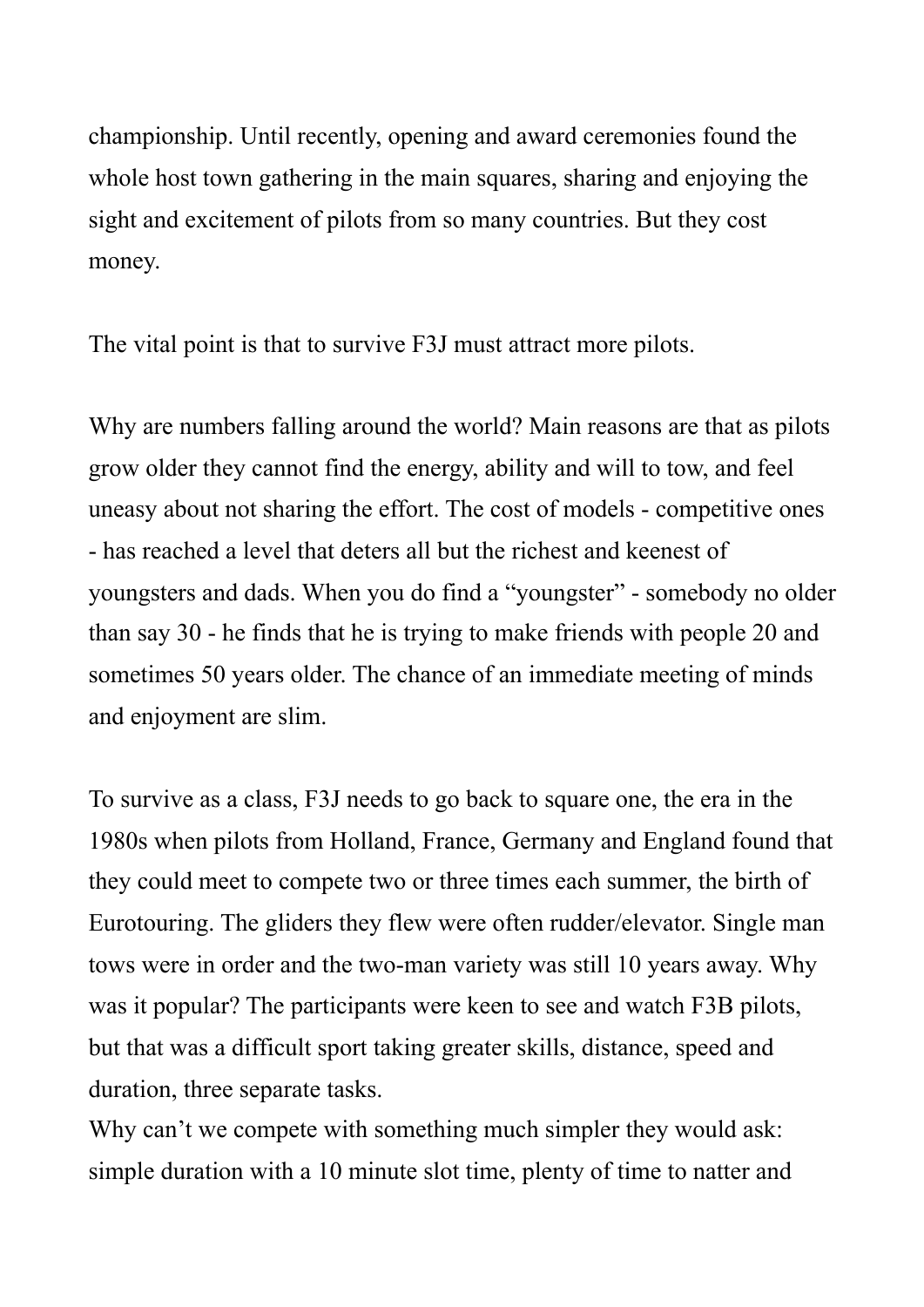championship. Until recently, opening and award ceremonies found the whole host town gathering in the main squares, sharing and enjoying the sight and excitement of pilots from so many countries. But they cost money.

The vital point is that to survive F3J must attract more pilots.

Why are numbers falling around the world? Main reasons are that as pilots grow older they cannot find the energy, ability and will to tow, and feel uneasy about not sharing the effort. The cost of models - competitive ones - has reached a level that deters all but the richest and keenest of youngsters and dads. When you do find a “youngster” - somebody no older than say 30 - he finds that he is trying to make friends with people 20 and sometimes 50 years older. The chance of an immediate meeting of minds and enjoyment are slim.

To survive as a class, F3J needs to go back to square one, the era in the 1980s when pilots from Holland, France, Germany and England found that they could meet to compete two or three times each summer, the birth of Eurotouring. The gliders they flew were often rudder/elevator. Single man tows were in order and the two-man variety was still 10 years away. Why was it popular? The participants were keen to see and watch F3B pilots, but that was a difficult sport taking greater skills, distance, speed and duration, three separate tasks.
Why can’t we compete with something much simpler they would ask: simple duration with a 10 minute slot time, plenty of time to natter and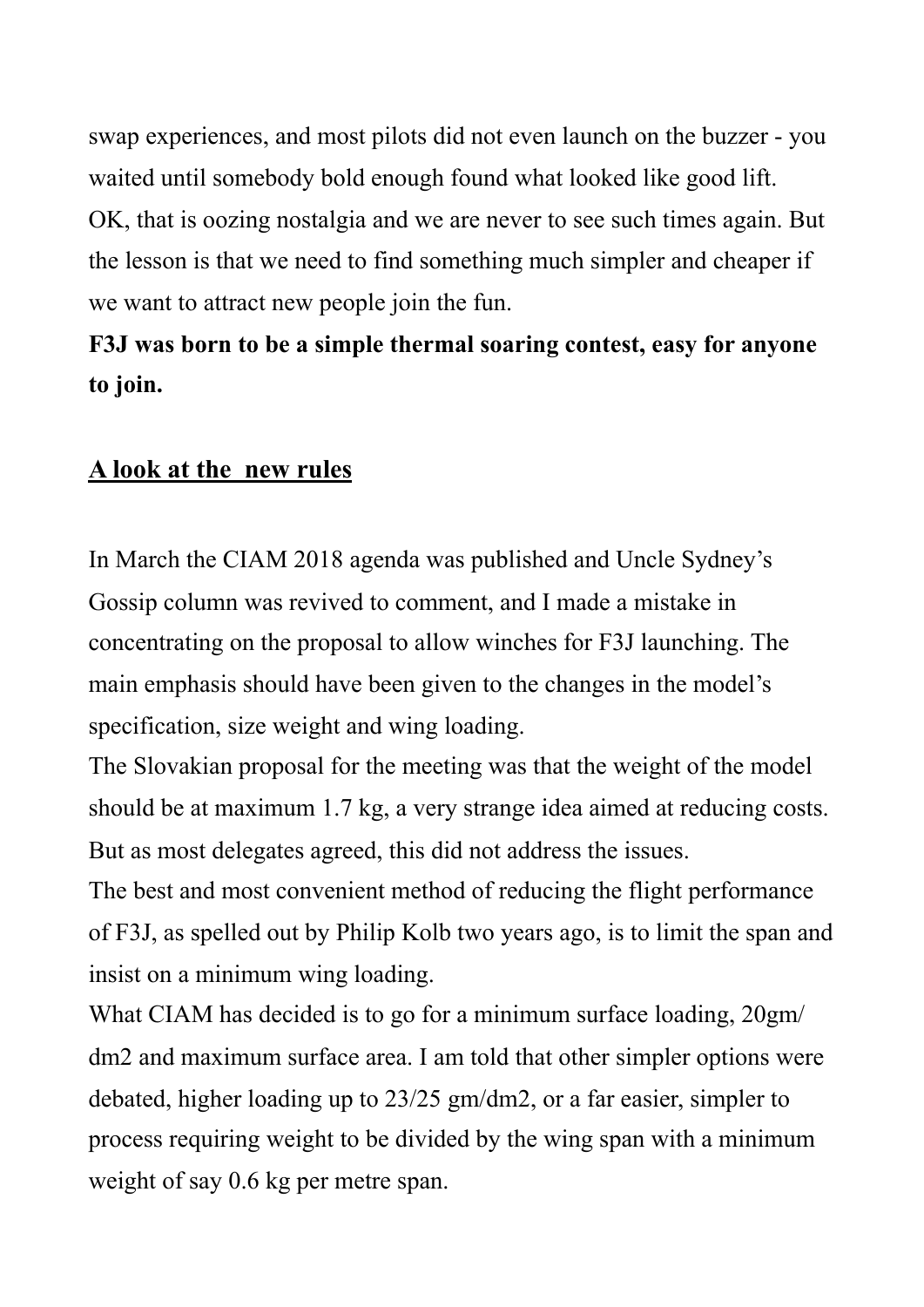swap experiences, and most pilots did not even launch on the buzzer - you waited until somebody bold enough found what looked like good lift.
OK, that is oozing nostalgia and we are never to see such times again. But the lesson is that we need to find something much simpler and cheaper if we want to attract new people join the fun.
**F3J was born to be a simple thermal soaring contest, easy for anyone to join.**

## <u>A look at the  new rules</u>

In March the CIAM 2018 agenda was published and Uncle Sydney's Gossip column was revived to comment, and I made a mistake in concentrating on the proposal to allow winches for F3J launching. The main emphasis should have been given to the changes in the model's specification, size weight and wing loading.
The Slovakian proposal for the meeting was that the weight of the model should be at maximum 1.7 kg, a very strange idea aimed at reducing costs. But as most delegates agreed, this did not address the issues.
The best and most convenient method of reducing the flight performance of F3J, as spelled out by Philip Kolb two years ago, is to limit the span and insist on a minimum wing loading.
What CIAM has decided is to go for a minimum surface loading, 20gm/dm2 and maximum surface area. I am told that other simpler options were debated, higher loading up to 23/25 gm/dm2, or a far easier, simpler to process requiring weight to be divided by the wing span with a minimum weight of say 0.6 kg per metre span.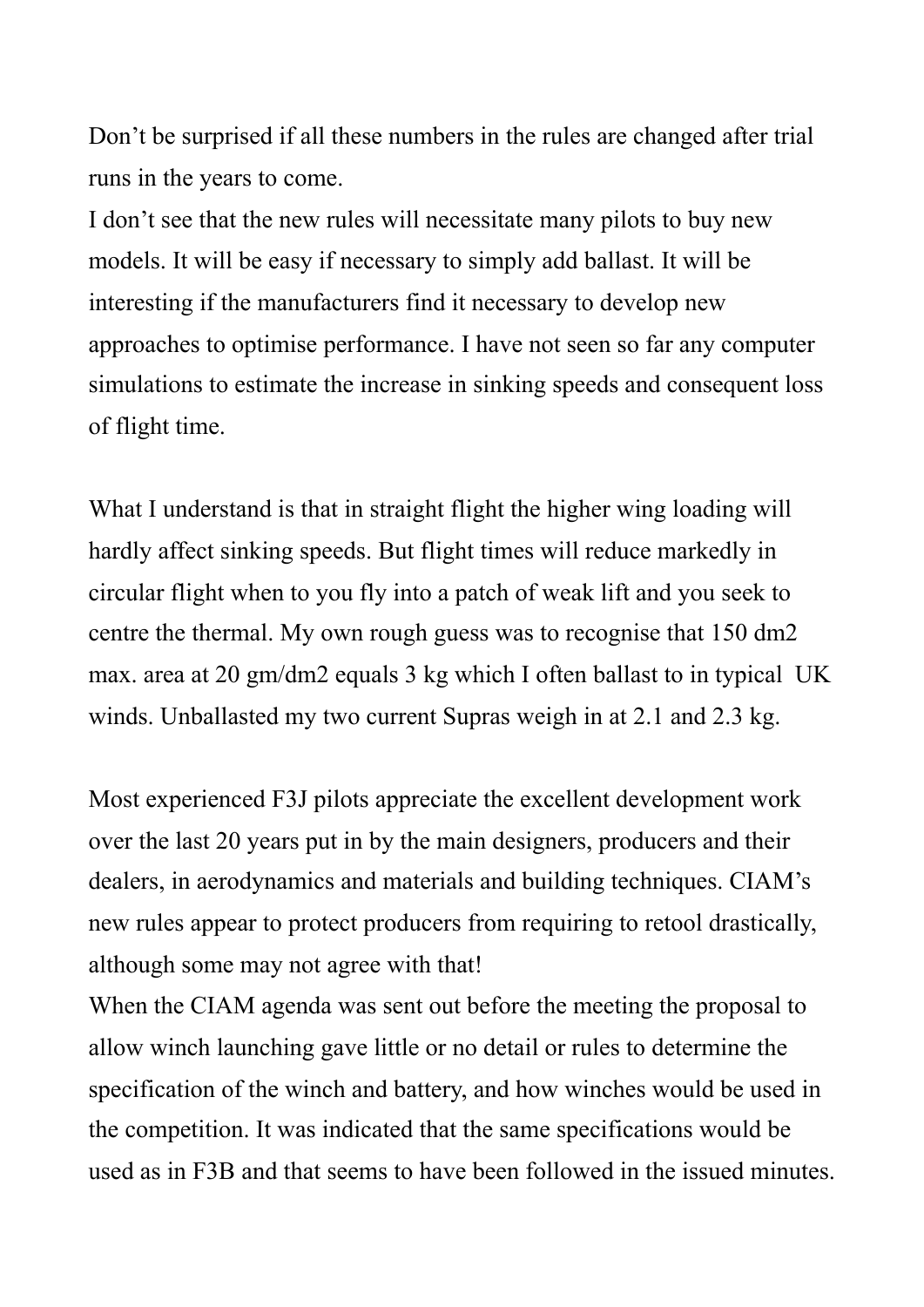Don’t be surprised if all these numbers in the rules are changed after trial runs in the years to come.

I don’t see that the new rules will necessitate many pilots to buy new models. It will be easy if necessary to simply add ballast. It will be interesting if the manufacturers find it necessary to develop new approaches to optimise performance. I have not seen so far any computer simulations to estimate the increase in sinking speeds and consequent loss of flight time.

What I understand is that in straight flight the higher wing loading will hardly affect sinking speeds. But flight times will reduce markedly in circular flight when to you fly into a patch of weak lift and you seek to centre the thermal. My own rough guess was to recognise that 150 dm2 max. area at 20 gm/dm2 equals 3 kg which I often ballast to in typical UK winds. Unballasted my two current Supras weigh in at 2.1 and 2.3 kg.

Most experienced F3J pilots appreciate the excellent development work over the last 20 years put in by the main designers, producers and their dealers, in aerodynamics and materials and building techniques. CIAM’s new rules appear to protect producers from requiring to retool drastically, although some may not agree with that!

When the CIAM agenda was sent out before the meeting the proposal to allow winch launching gave little or no detail or rules to determine the specification of the winch and battery, and how winches would be used in the competition. It was indicated that the same specifications would be used as in F3B and that seems to have been followed in the issued minutes.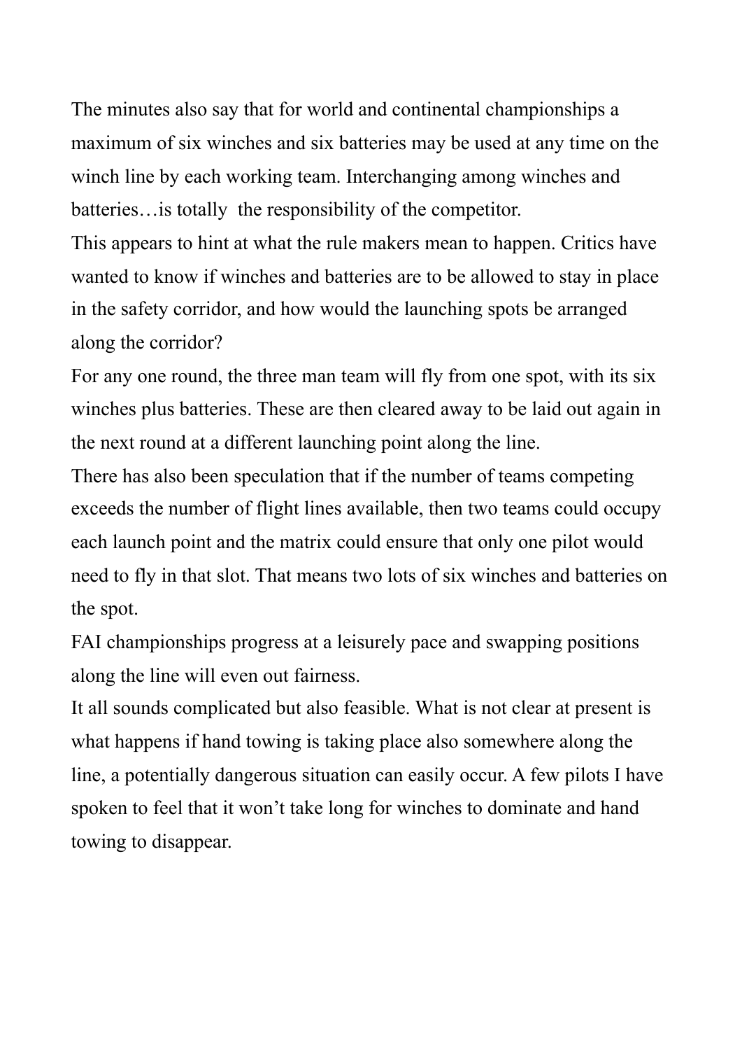The minutes also say that for world and continental championships a maximum of six winches and six batteries may be used at any time on the winch line by each working team. Interchanging among winches and batteries…is totally  the responsibility of the competitor.

This appears to hint at what the rule makers mean to happen. Critics have wanted to know if winches and batteries are to be allowed to stay in place in the safety corridor, and how would the launching spots be arranged along the corridor?

For any one round, the three man team will fly from one spot, with its six winches plus batteries. These are then cleared away to be laid out again in the next round at a different launching point along the line.

There has also been speculation that if the number of teams competing exceeds the number of flight lines available, then two teams could occupy each launch point and the matrix could ensure that only one pilot would need to fly in that slot. That means two lots of six winches and batteries on the spot.

FAI championships progress at a leisurely pace and swapping positions along the line will even out fairness.

It all sounds complicated but also feasible. What is not clear at present is what happens if hand towing is taking place also somewhere along the line, a potentially dangerous situation can easily occur. A few pilots I have spoken to feel that it won't take long for winches to dominate and hand towing to disappear.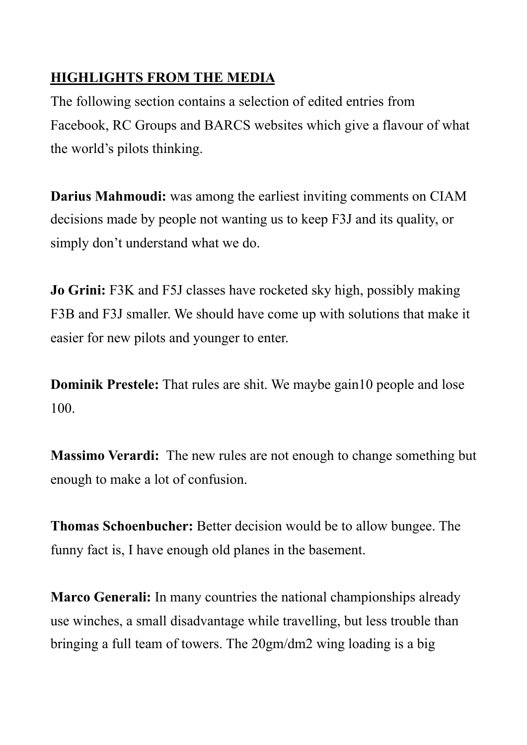**HIGHLIGHTS FROM THE MEDIA**

The following section contains a selection of edited entries from Facebook, RC Groups and BARCS websites which give a flavour of what the world's pilots thinking.

**Darius Mahmoudi:** was among the earliest inviting comments on CIAM decisions made by people not wanting us to keep F3J and its quality, or simply don't understand what we do.

**Jo Grini:** F3K and F5J classes have rocketed sky high, possibly making F3B and F3J smaller. We should have come up with solutions that make it easier for new pilots and younger to enter.

**Dominik Prestele:** That rules are shit. We maybe gain10 people and lose 100.

**Massimo Verardi:** The new rules are not enough to change something but enough to make a lot of confusion.

**Thomas Schoenbucher:** Better decision would be to allow bungee. The funny fact is, I have enough old planes in the basement.

**Marco Generali:** In many countries the national championships already use winches, a small disadvantage while travelling, but less trouble than bringing a full team of towers. The 20gm/dm2 wing loading is a big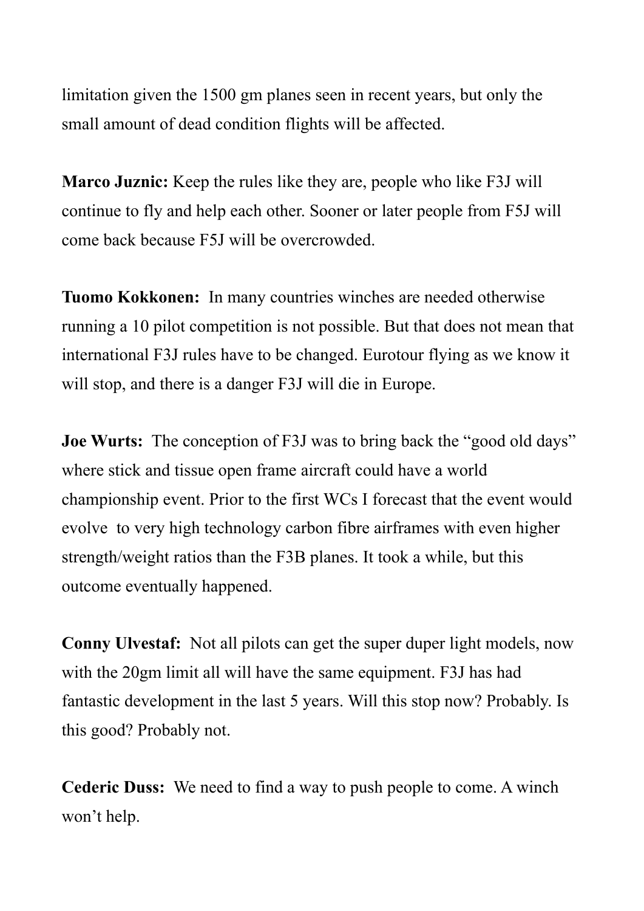limitation given the 1500 gm planes seen in recent years, but only the small amount of dead condition flights will be affected.

**Marco Juznic:** Keep the rules like they are, people who like F3J will continue to fly and help each other. Sooner or later people from F5J will come back because F5J will be overcrowded.

**Tuomo Kokkonen:** In many countries winches are needed otherwise running a 10 pilot competition is not possible. But that does not mean that international F3J rules have to be changed. Eurotour flying as we know it will stop, and there is a danger F3J will die in Europe.

**Joe Wurts:** The conception of F3J was to bring back the "good old days" where stick and tissue open frame aircraft could have a world championship event. Prior to the first WCs I forecast that the event would evolve to very high technology carbon fibre airframes with even higher strength/weight ratios than the F3B planes. It took a while, but this outcome eventually happened.

**Conny Ulvestaf:** Not all pilots can get the super duper light models, now with the 20gm limit all will have the same equipment. F3J has had fantastic development in the last 5 years. Will this stop now? Probably. Is this good? Probably not.

**Cederic Duss:** We need to find a way to push people to come. A winch won't help.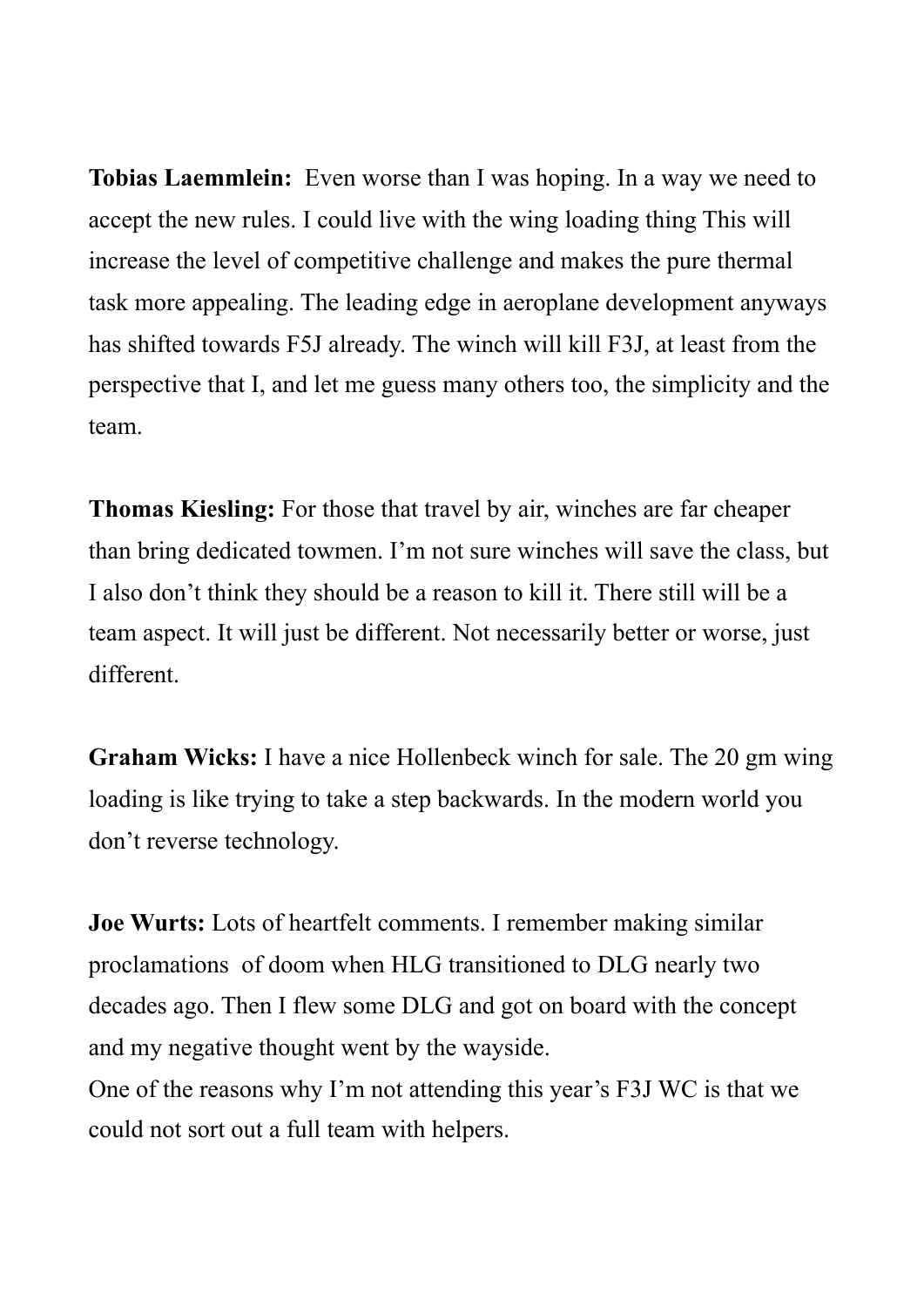**Tobias Laemmlein:** Even worse than I was hoping. In a way we need to accept the new rules. I could live with the wing loading thing This will increase the level of competitive challenge and makes the pure thermal task more appealing. The leading edge in aeroplane development anyways has shifted towards F5J already. The winch will kill F3J, at least from the perspective that I, and let me guess many others too, the simplicity and the team.

**Thomas Kiesling:** For those that travel by air, winches are far cheaper than bring dedicated towmen. I'm not sure winches will save the class, but I also don't think they should be a reason to kill it. There still will be a team aspect. It will just be different. Not necessarily better or worse, just different.

**Graham Wicks:** I have a nice Hollenbeck winch for sale. The 20 gm wing loading is like trying to take a step backwards. In the modern world you don't reverse technology.

**Joe Wurts:** Lots of heartfelt comments. I remember making similar proclamations of doom when HLG transitioned to DLG nearly two decades ago. Then I flew some DLG and got on board with the concept and my negative thought went by the wayside.
One of the reasons why I'm not attending this year's F3J WC is that we could not sort out a full team with helpers.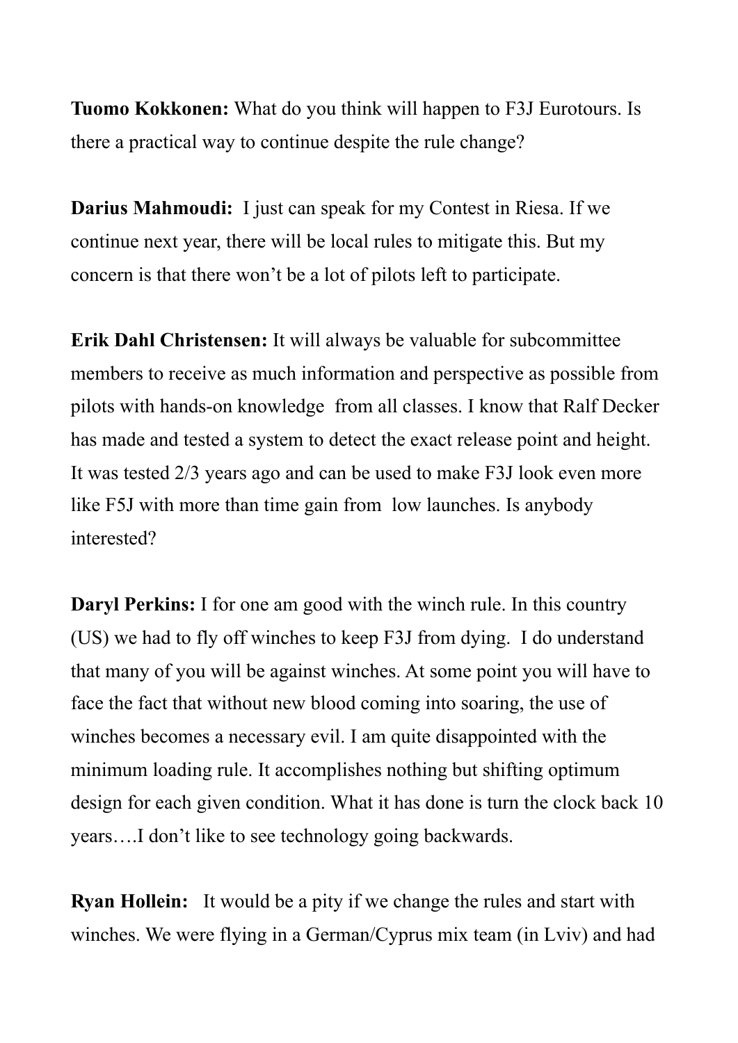**Tuomo Kokkonen:** What do you think will happen to F3J Eurotours. Is there a practical way to continue despite the rule change?

**Darius Mahmoudi:** I just can speak for my Contest in Riesa. If we continue next year, there will be local rules to mitigate this. But my concern is that there won't be a lot of pilots left to participate.

**Erik Dahl Christensen:** It will always be valuable for subcommittee members to receive as much information and perspective as possible from pilots with hands-on knowledge from all classes. I know that Ralf Decker has made and tested a system to detect the exact release point and height. It was tested 2/3 years ago and can be used to make F3J look even more like F5J with more than time gain from low launches. Is anybody interested?

**Daryl Perkins:** I for one am good with the winch rule. In this country (US) we had to fly off winches to keep F3J from dying. I do understand that many of you will be against winches. At some point you will have to face the fact that without new blood coming into soaring, the use of winches becomes a necessary evil. I am quite disappointed with the minimum loading rule. It accomplishes nothing but shifting optimum design for each given condition. What it has done is turn the clock back 10 years….I don't like to see technology going backwards.

**Ryan Hollein:** It would be a pity if we change the rules and start with winches. We were flying in a German/Cyprus mix team (in Lviv) and had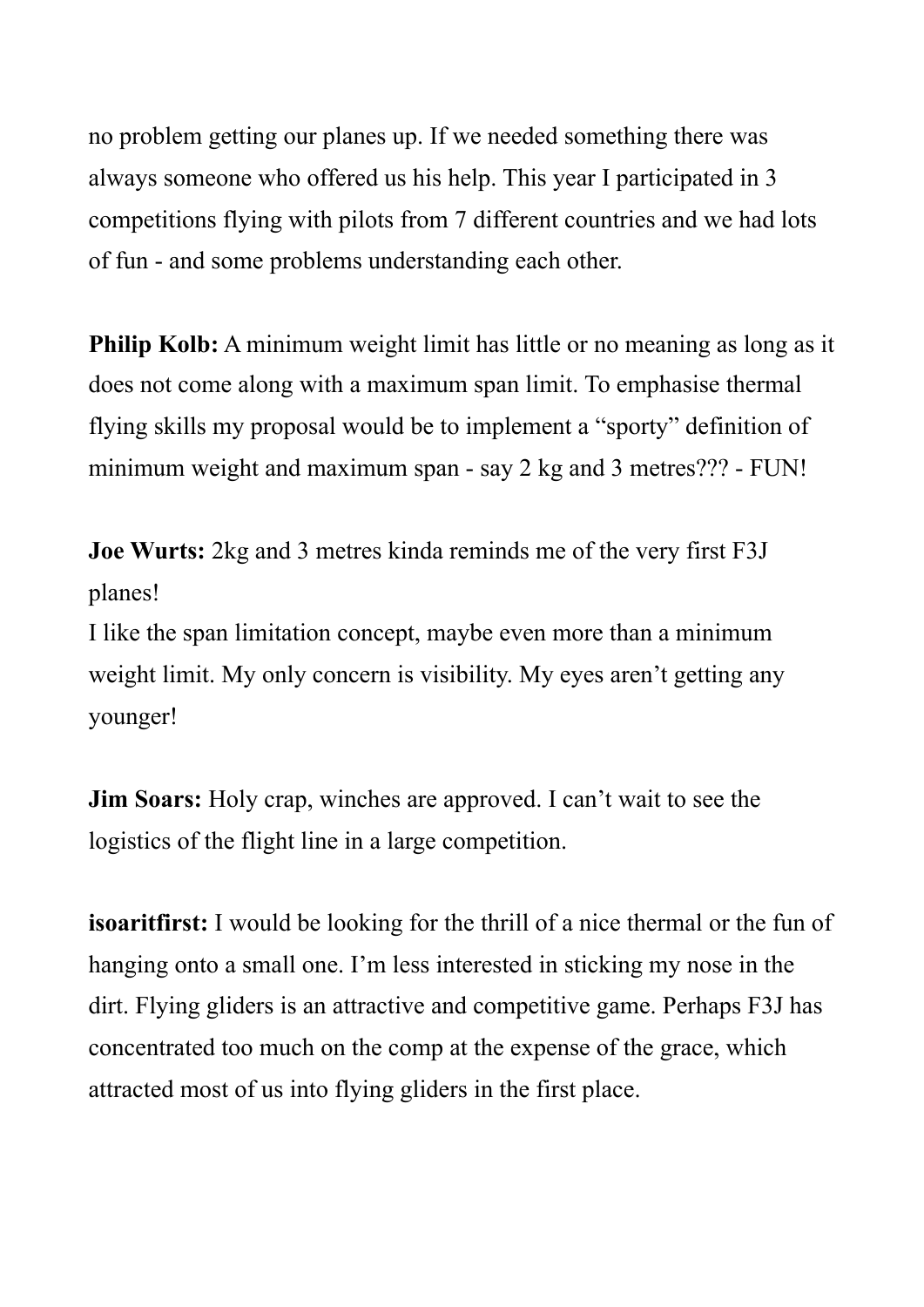no problem getting our planes up. If we needed something there was always someone who offered us his help. This year I participated in 3 competitions flying with pilots from 7 different countries and we had lots of fun - and some problems understanding each other.

**Philip Kolb:** A minimum weight limit has little or no meaning as long as it does not come along with a maximum span limit. To emphasise thermal flying skills my proposal would be to implement a “sporty” definition of minimum weight and maximum span - say 2 kg and 3 metres??? - FUN!

**Joe Wurts:** 2kg and 3 metres kinda reminds me of the very first F3J planes!
I like the span limitation concept, maybe even more than a minimum weight limit. My only concern is visibility. My eyes aren’t getting any younger!

**Jim Soars:** Holy crap, winches are approved. I can’t wait to see the logistics of the flight line in a large competition.

**isoaritfirst:** I would be looking for the thrill of a nice thermal or the fun of hanging onto a small one. I’m less interested in sticking my nose in the dirt. Flying gliders is an attractive and competitive game. Perhaps F3J has concentrated too much on the comp at the expense of the grace, which attracted most of us into flying gliders in the first place.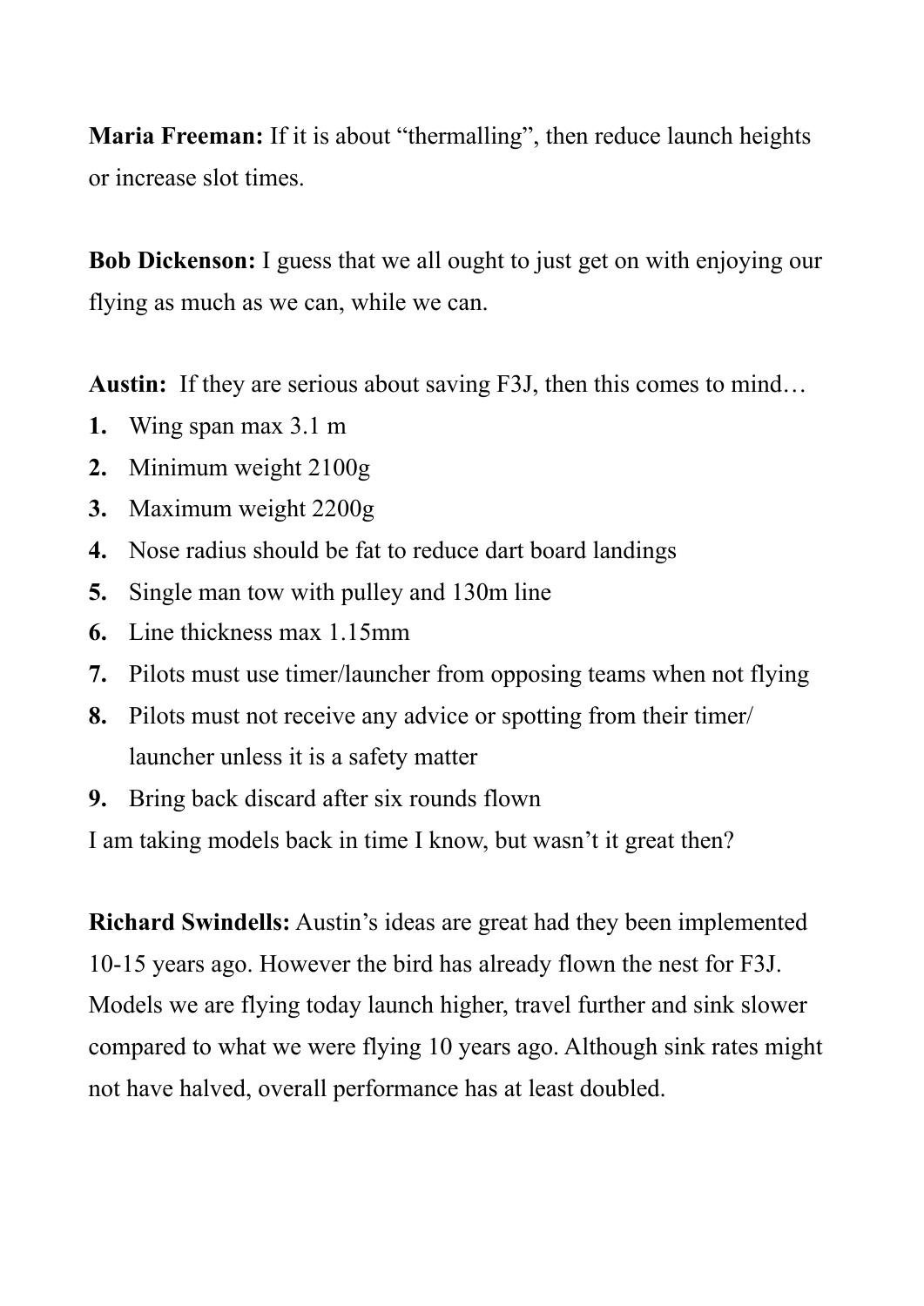**Maria Freeman:** If it is about “thermalling”, then reduce launch heights or increase slot times.

**Bob Dickenson:** I guess that we all ought to just get on with enjoying our flying as much as we can, while we can.

**Austin:** If they are serious about saving F3J, then this comes to mind…

1. Wing span max 3.1 m
2. Minimum weight 2100g
3. Maximum weight 2200g
4. Nose radius should be fat to reduce dart board landings
5. Single man tow with pulley and 130m line
6. Line thickness max 1.15mm
7. Pilots must use timer/launcher from opposing teams when not flying
8. Pilots must not receive any advice or spotting from their timer/launcher unless it is a safety matter
9. Bring back discard after six rounds flown

I am taking models back in time I know, but wasn’t it great then?

**Richard Swindells:** Austin’s ideas are great had they been implemented 10-15 years ago. However the bird has already flown the nest for F3J. Models we are flying today launch higher, travel further and sink slower compared to what we were flying 10 years ago. Although sink rates might not have halved, overall performance has at least doubled.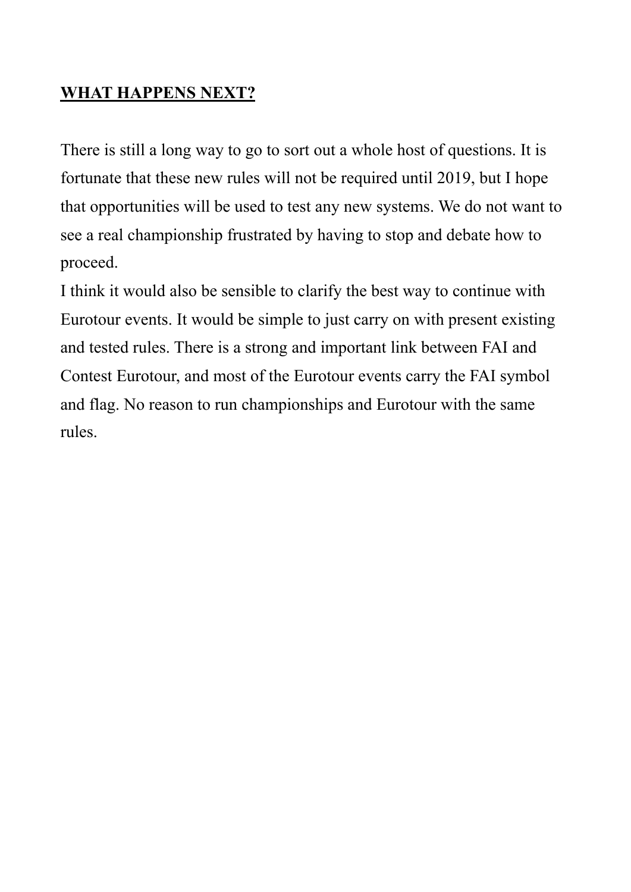## WHAT HAPPENS NEXT?

There is still a long way to go to sort out a whole host of questions. It is fortunate that these new rules will not be required until 2019, but I hope that opportunities will be used to test any new systems. We do not want to see a real championship frustrated by having to stop and debate how to proceed.

I think it would also be sensible to clarify the best way to continue with Eurotour events. It would be simple to just carry on with present existing and tested rules. There is a strong and important link between FAI and Contest Eurotour, and most of the Eurotour events carry the FAI symbol and flag. No reason to run championships and Eurotour with the same rules.